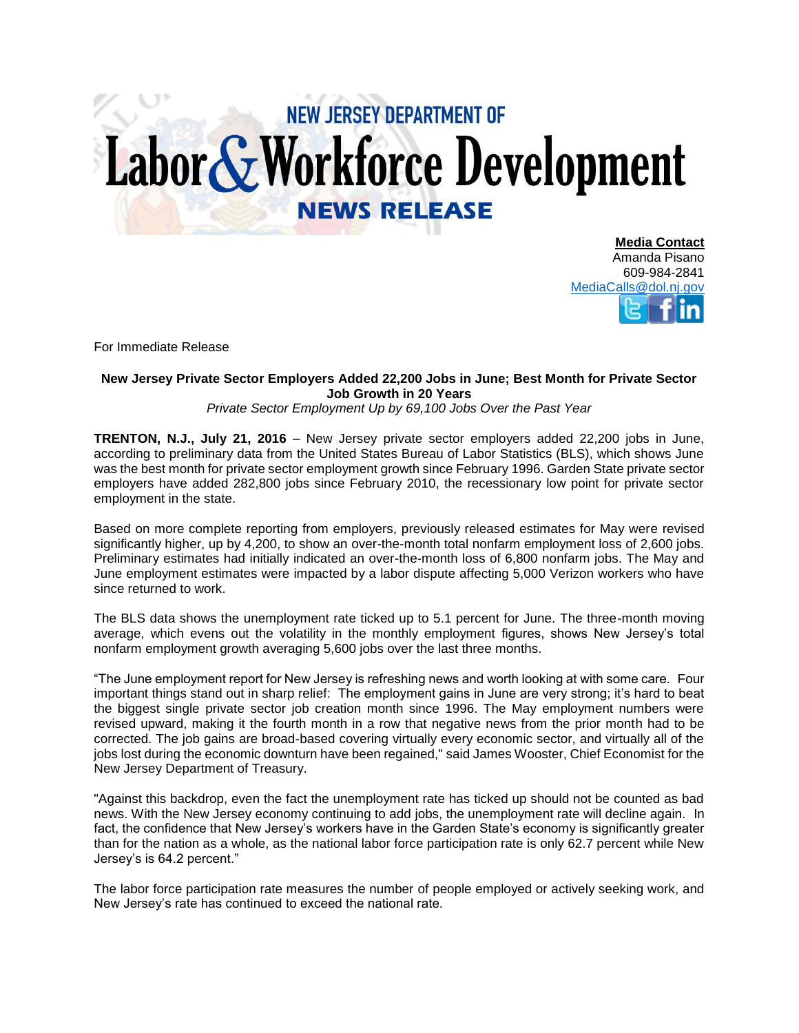# NEW JERSEY DEPARTMENT OF Labor & Workforce Development

## NEWS RELEASE

**Media Contact**
Amanda Pisano
609-984-2841
MediaCalls@dol.nj.gov

For Immediate Release

**New Jersey Private Sector Employers Added 22,200 Jobs in June; Best Month for Private Sector Job Growth in 20 Years**

*Private Sector Employment Up by 69,100 Jobs Over the Past Year*

**TRENTON, N.J., July 21, 2016** – New Jersey private sector employers added 22,200 jobs in June, according to preliminary data from the United States Bureau of Labor Statistics (BLS), which shows June was the best month for private sector employment growth since February 1996. Garden State private sector employers have added 282,800 jobs since February 2010, the recessionary low point for private sector employment in the state.

Based on more complete reporting from employers, previously released estimates for May were revised significantly higher, up by 4,200, to show an over-the-month total nonfarm employment loss of 2,600 jobs. Preliminary estimates had initially indicated an over-the-month loss of 6,800 nonfarm jobs. The May and June employment estimates were impacted by a labor dispute affecting 5,000 Verizon workers who have since returned to work.

The BLS data shows the unemployment rate ticked up to 5.1 percent for June. The three-month moving average, which evens out the volatility in the monthly employment figures, shows New Jersey's total nonfarm employment growth averaging 5,600 jobs over the last three months.

"The June employment report for New Jersey is refreshing news and worth looking at with some care. Four important things stand out in sharp relief: The employment gains in June are very strong; it's hard to beat the biggest single private sector job creation month since 1996. The May employment numbers were revised upward, making it the fourth month in a row that negative news from the prior month had to be corrected. The job gains are broad-based covering virtually every economic sector, and virtually all of the jobs lost during the economic downturn have been regained," said James Wooster, Chief Economist for the New Jersey Department of Treasury.

"Against this backdrop, even the fact the unemployment rate has ticked up should not be counted as bad news. With the New Jersey economy continuing to add jobs, the unemployment rate will decline again. In fact, the confidence that New Jersey's workers have in the Garden State's economy is significantly greater than for the nation as a whole, as the national labor force participation rate is only 62.7 percent while New Jersey's is 64.2 percent."

The labor force participation rate measures the number of people employed or actively seeking work, and New Jersey's rate has continued to exceed the national rate.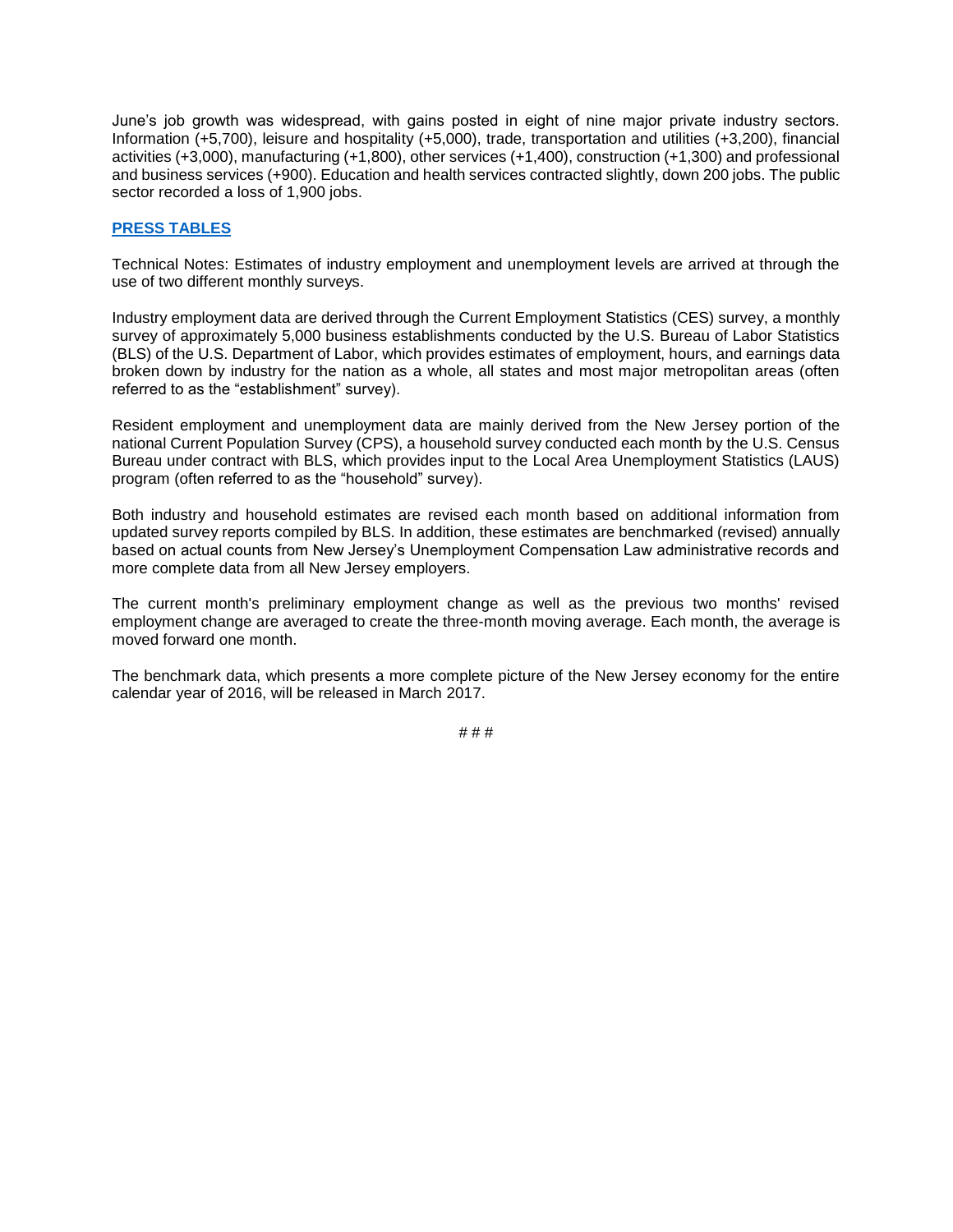June's job growth was widespread, with gains posted in eight of nine major private industry sectors. Information (+5,700), leisure and hospitality (+5,000), trade, transportation and utilities (+3,200), financial activities (+3,000), manufacturing (+1,800), other services (+1,400), construction (+1,300) and professional and business services (+900). Education and health services contracted slightly, down 200 jobs. The public sector recorded a loss of 1,900 jobs.

**PRESS TABLES**

Technical Notes: Estimates of industry employment and unemployment levels are arrived at through the use of two different monthly surveys.

Industry employment data are derived through the Current Employment Statistics (CES) survey, a monthly survey of approximately 5,000 business establishments conducted by the U.S. Bureau of Labor Statistics (BLS) of the U.S. Department of Labor, which provides estimates of employment, hours, and earnings data broken down by industry for the nation as a whole, all states and most major metropolitan areas (often referred to as the "establishment" survey).

Resident employment and unemployment data are mainly derived from the New Jersey portion of the national Current Population Survey (CPS), a household survey conducted each month by the U.S. Census Bureau under contract with BLS, which provides input to the Local Area Unemployment Statistics (LAUS) program (often referred to as the "household" survey).

Both industry and household estimates are revised each month based on additional information from updated survey reports compiled by BLS. In addition, these estimates are benchmarked (revised) annually based on actual counts from New Jersey's Unemployment Compensation Law administrative records and more complete data from all New Jersey employers.

The current month's preliminary employment change as well as the previous two months' revised employment change are averaged to create the three-month moving average. Each month, the average is moved forward one month.

The benchmark data, which presents a more complete picture of the New Jersey economy for the entire calendar year of 2016, will be released in March 2017.

# # #